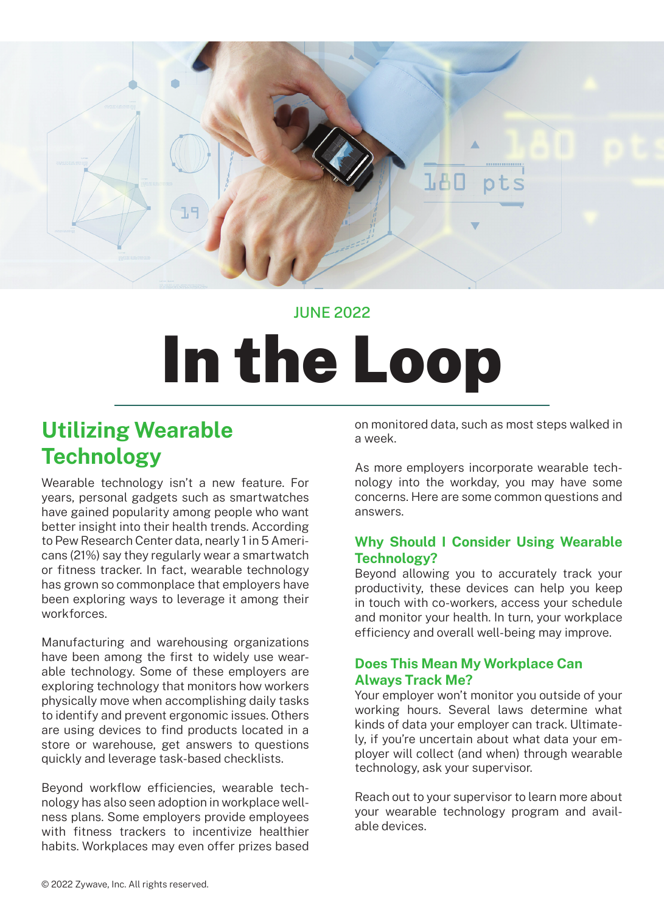JUNE 2022

# In the Loop

## Utilizing Wearable Technology

Wearable technology isn't a new feature. For years, personal gadgets such as smartwatches have gained popularity among people who want better insight into their health trends. According to Pew Research Center data, nearly 1 in 5 Americans (21%) say they regularly wear a smartwatch or fitness tracker. In fact, wearable technology has grown so commonplace that employers have been exploring ways to leverage it among their workforces.

Manufacturing and warehousing organizations have been among the first to widely use wearable technology. Some of these employers are exploring technology that monitors how workers physically move when accomplishing daily tasks to identify and prevent ergonomic issues. Others are using devices to find products located in a store or warehouse, get answers to questions quickly and leverage task-based checklists.

Beyond workflow efficiencies, wearable technology has also seen adoption in workplace wellness plans. Some employers provide employees with fitness trackers to incentivize healthier habits. Workplaces may even offer prizes based on monitored data, such as most steps walked in a week.

As more employers incorporate wearable technology into the workday, you may have some concerns. Here are some common questions and answers.

### Why Should I Consider Using Wearable Technology?

Beyond allowing you to accurately track your productivity, these devices can help you keep in touch with co-workers, access your schedule and monitor your health. In turn, your workplace efficiency and overall well-being may improve.

### Does This Mean My Workplace Can Always Track Me?

Your employer won't monitor you outside of your working hours. Several laws determine what kinds of data your employer can track. Ultimately, if you're uncertain about what data your employer will collect (and when) through wearable technology, ask your supervisor.

Reach out to your supervisor to learn more about your wearable technology program and available devices.

© 2022 Zywave, Inc. All rights reserved.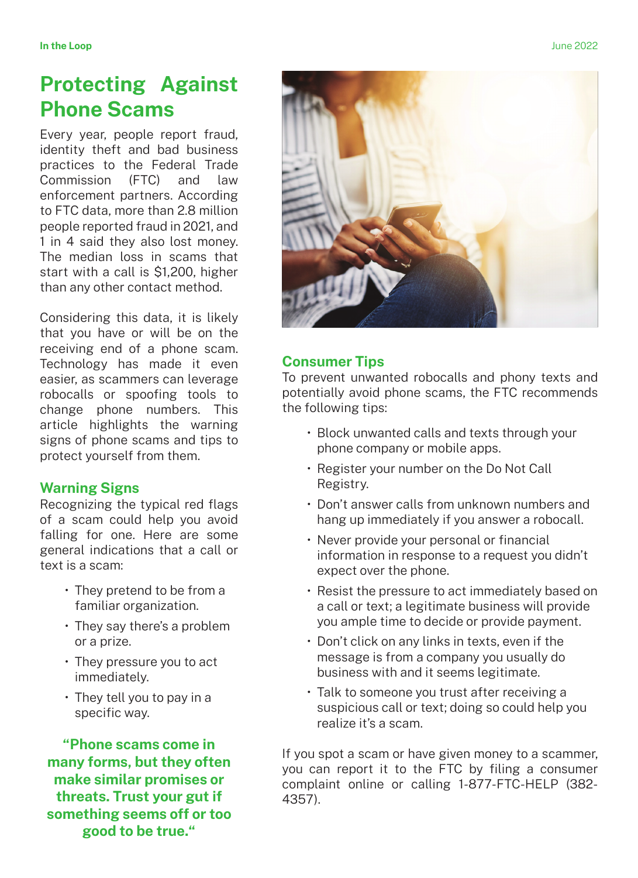# Protecting Against Phone Scams

Every year, people report fraud, identity theft and bad business practices to the Federal Trade Commission (FTC) and law enforcement partners. According to FTC data, more than 2.8 million people reported fraud in 2021, and 1 in 4 said they also lost money. The median loss in scams that start with a call is $1,200, higher than any other contact method.

Considering this data, it is likely that you have or will be on the receiving end of a phone scam. Technology has made it even easier, as scammers can leverage robocalls or spoofing tools to change phone numbers. This article highlights the warning signs of phone scams and tips to protect yourself from them.

## Warning Signs

Recognizing the typical red flags of a scam could help you avoid falling for one. Here are some general indications that a call or text is a scam:

- They pretend to be from a familiar organization.
- They say there's a problem or a prize.
- They pressure you to act immediately.
- They tell you to pay in a specific way.

**"Phone scams come in many forms, but they often make similar promises or threats. Trust your gut if something seems off or too good to be true."**

## Consumer Tips

To prevent unwanted robocalls and phony texts and potentially avoid phone scams, the FTC recommends the following tips:

- Block unwanted calls and texts through your phone company or mobile apps.
- Register your number on the Do Not Call Registry.
- Don't answer calls from unknown numbers and hang up immediately if you answer a robocall.
- Never provide your personal or financial information in response to a request you didn't expect over the phone.
- Resist the pressure to act immediately based on a call or text; a legitimate business will provide you ample time to decide or provide payment.
- Don't click on any links in texts, even if the message is from a company you usually do business with and it seems legitimate.
- Talk to someone you trust after receiving a suspicious call or text; doing so could help you realize it's a scam.

If you spot a scam or have given money to a scammer, you can report it to the FTC by filing a consumer complaint online or calling 1-877-FTC-HELP (382-4357).